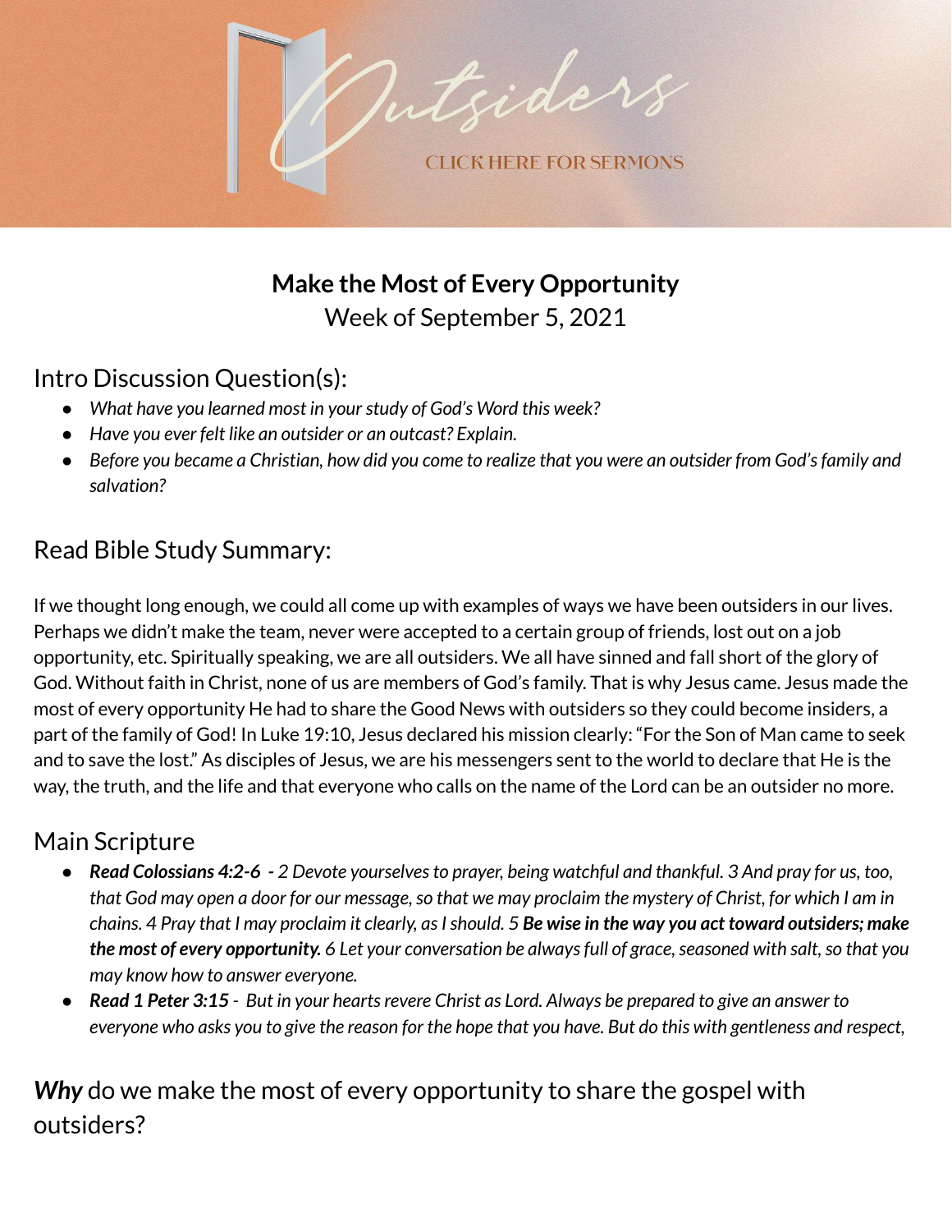Outsiders

CLICK HERE FOR SERMONS

# Make the Most of Every Opportunity

Week of September 5, 2021

## Intro Discussion Question(s):

- *What have you learned most in your study of God's Word this week?*
- *Have you ever felt like an outsider or an outcast? Explain.*
- *Before you became a Christian, how did you come to realize that you were an outsider from God's family and salvation?*

## Read Bible Study Summary:

If we thought long enough, we could all come up with examples of ways we have been outsiders in our lives. Perhaps we didn't make the team, never were accepted to a certain group of friends, lost out on a job opportunity, etc. Spiritually speaking, we are all outsiders. We all have sinned and fall short of the glory of God. Without faith in Christ, none of us are members of God's family. That is why Jesus came. Jesus made the most of every opportunity He had to share the Good News with outsiders so they could become insiders, a part of the family of God! In Luke 19:10, Jesus declared his mission clearly: "For the Son of Man came to seek and to save the lost." As disciples of Jesus, we are his messengers sent to the world to declare that He is the way, the truth, and the life and that everyone who calls on the name of the Lord can be an outsider no more.

## Main Scripture

- ***Read Colossians 4:2-6*** *- 2 Devote yourselves to prayer, being watchful and thankful. 3 And pray for us, too, that God may open a door for our message, so that we may proclaim the mystery of Christ, for which I am in chains. 4 Pray that I may proclaim it clearly, as I should. 5* ***Be wise in the way you act toward outsiders; make the most of every opportunity.*** *6 Let your conversation be always full of grace, seasoned with salt, so that you may know how to answer everyone.*
- ***Read 1 Peter 3:15*** *- But in your hearts revere Christ as Lord. Always be prepared to give an answer to everyone who asks you to give the reason for the hope that you have. But do this with gentleness and respect,*

## ***Why*** do we make the most of every opportunity to share the gospel with outsiders?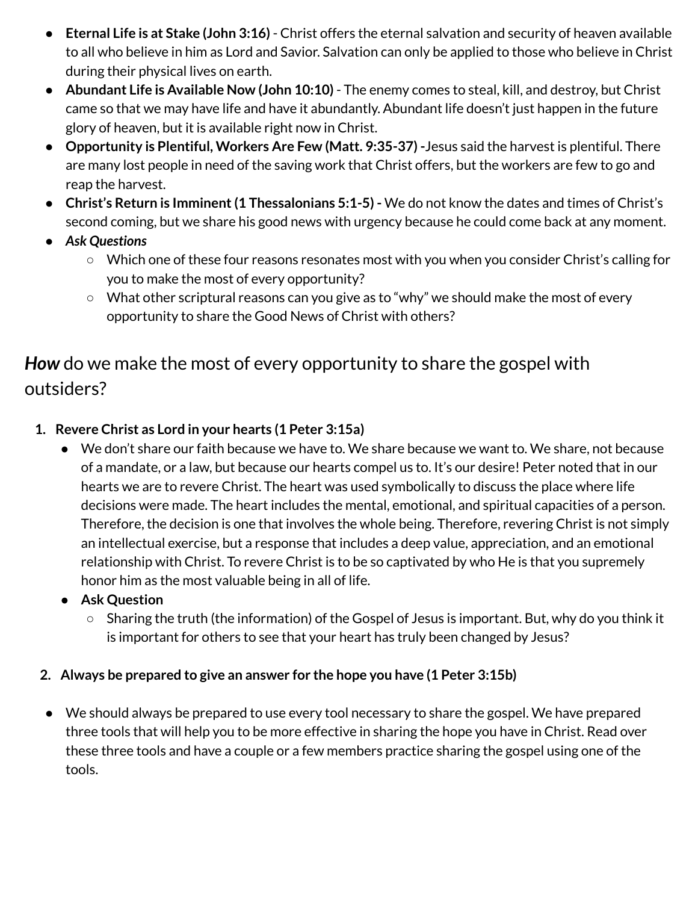- **Eternal Life is at Stake (John 3:16)** - Christ offers the eternal salvation and security of heaven available to all who believe in him as Lord and Savior. Salvation can only be applied to those who believe in Christ during their physical lives on earth.
- **Abundant Life is Available Now (John 10:10)** - The enemy comes to steal, kill, and destroy, but Christ came so that we may have life and have it abundantly. Abundant life doesn't just happen in the future glory of heaven, but it is available right now in Christ.
- **Opportunity is Plentiful, Workers Are Few (Matt. 9:35-37) -**Jesus said the harvest is plentiful. There are many lost people in need of the saving work that Christ offers, but the workers are few to go and reap the harvest.
- **Christ's Return is Imminent (1 Thessalonians 5:1-5) -** We do not know the dates and times of Christ's second coming, but we share his good news with urgency because he could come back at any moment.
- ***Ask Questions***
  - Which one of these four reasons resonates most with you when you consider Christ's calling for you to make the most of every opportunity?
  - What other scriptural reasons can you give as to "why" we should make the most of every opportunity to share the Good News of Christ with others?

## ***How*** do we make the most of every opportunity to share the gospel with outsiders?

1. **Revere Christ as Lord in your hearts (1 Peter 3:15a)**
   - We don't share our faith because we have to. We share because we want to. We share, not because of a mandate, or a law, but because our hearts compel us to. It's our desire! Peter noted that in our hearts we are to revere Christ. The heart was used symbolically to discuss the place where life decisions were made. The heart includes the mental, emotional, and spiritual capacities of a person. Therefore, the decision is one that involves the whole being. Therefore, revering Christ is not simply an intellectual exercise, but a response that includes a deep value, appreciation, and an emotional relationship with Christ. To revere Christ is to be so captivated by who He is that you supremely honor him as the most valuable being in all of life.
   - **Ask Question**
     - Sharing the truth (the information) of the Gospel of Jesus is important. But, why do you think it is important for others to see that your heart has truly been changed by Jesus?

2. **Always be prepared to give an answer for the hope you have (1 Peter 3:15b)**

- We should always be prepared to use every tool necessary to share the gospel. We have prepared three tools that will help you to be more effective in sharing the hope you have in Christ. Read over these three tools and have a couple or a few members practice sharing the gospel using one of the tools.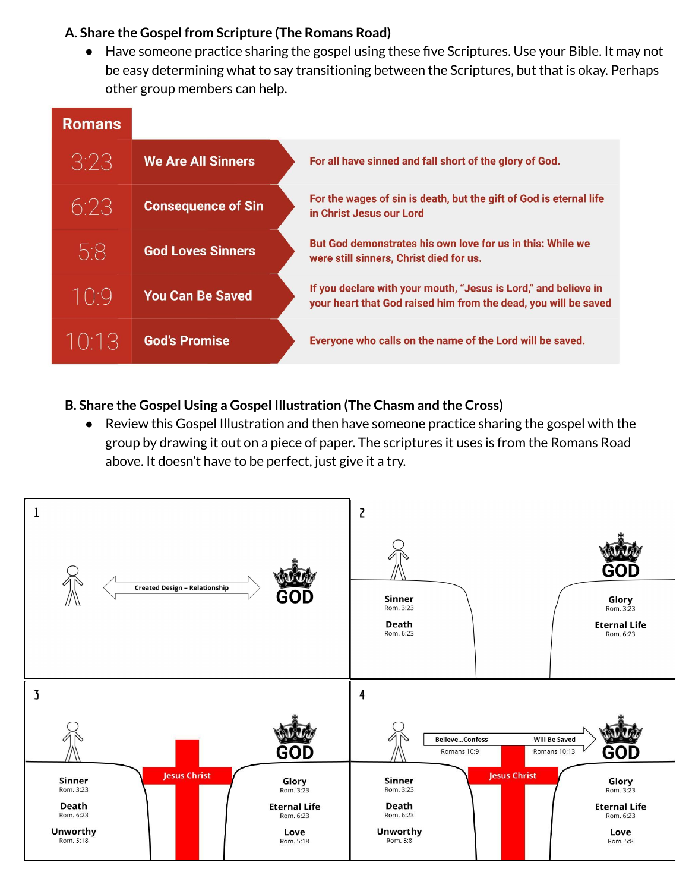### A. Share the Gospel from Scripture (The Romans Road)

- Have someone practice sharing the gospel using these five Scriptures. Use your Bible. It may not be easy determining what to say transitioning between the Scriptures, but that is okay. Perhaps other group members can help.

| Romans | | |
|---|---|---|
| 3:23 | We Are All Sinners | For all have sinned and fall short of the glory of God. |
| 6:23 | Consequence of Sin | For the wages of sin is death, but the gift of God is eternal life in Christ Jesus our Lord |
| 5:8 | God Loves Sinners | But God demonstrates his own love for us in this: While we were still sinners, Christ died for us. |
| 10:9 | You Can Be Saved | If you declare with your mouth, "Jesus is Lord," and believe in your heart that God raised him from the dead, you will be saved |
| 10:13 | God's Promise | Everyone who calls on the name of the Lord will be saved. |

### B. Share the Gospel Using a Gospel Illustration (The Chasm and the Cross)

- Review this Gospel Illustration and then have someone practice sharing the gospel with the group by drawing it out on a piece of paper. The scriptures it uses is from the Romans Road above. It doesn't have to be perfect, just give it a try.

1

Created Design = Relationship

GOD

2

GOD

Sinner
Rom. 3:23

Death
Rom. 6:23

Glory
Rom. 3:23

Eternal Life
Rom. 6:23

3

GOD

Jesus Christ

Sinner
Rom. 3:23

Death
Rom. 6:23

Unworthy
Rom. 5:18

Glory
Rom. 3:23

Eternal Life
Rom. 6:23

Love
Rom. 5:18

4

Believe...Confess
Romans 10:9

Will Be Saved
Romans 10:13

GOD

Jesus Christ

Sinner
Rom. 3:23

Death
Rom. 6:23

Unworthy
Rom. 5:8

Glory
Rom. 3:23

Eternal Life
Rom. 6:23

Love
Rom. 5:8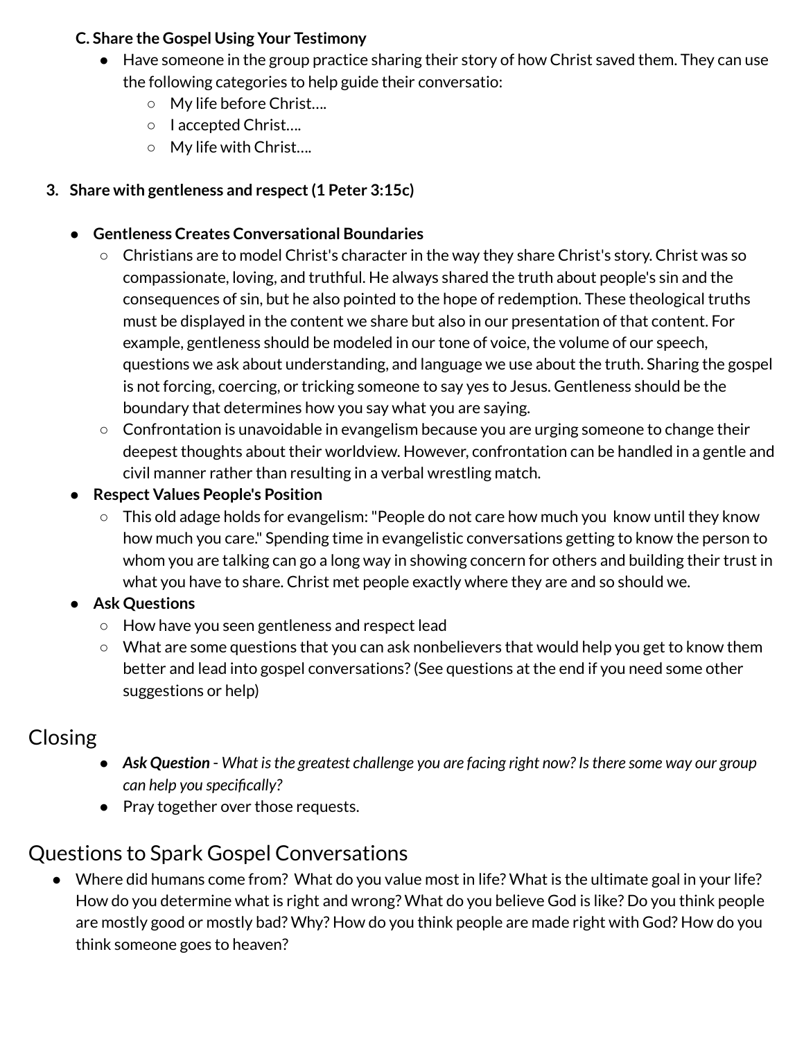**C. Share the Gospel Using Your Testimony**

- Have someone in the group practice sharing their story of how Christ saved them. They can use the following categories to help guide their conversatio:
  - My life before Christ….
  - I accepted Christ….
  - My life with Christ….

3. **Share with gentleness and respect (1 Peter 3:15c)**

- **Gentleness Creates Conversational Boundaries**
  - Christians are to model Christ's character in the way they share Christ's story. Christ was so compassionate, loving, and truthful. He always shared the truth about people's sin and the consequences of sin, but he also pointed to the hope of redemption. These theological truths must be displayed in the content we share but also in our presentation of that content. For example, gentleness should be modeled in our tone of voice, the volume of our speech, questions we ask about understanding, and language we use about the truth. Sharing the gospel is not forcing, coercing, or tricking someone to say yes to Jesus. Gentleness should be the boundary that determines how you say what you are saying.
  - Confrontation is unavoidable in evangelism because you are urging someone to change their deepest thoughts about their worldview. However, confrontation can be handled in a gentle and civil manner rather than resulting in a verbal wrestling match.
- **Respect Values People's Position**
  - This old adage holds for evangelism: "People do not care how much you know until they know how much you care." Spending time in evangelistic conversations getting to know the person to whom you are talking can go a long way in showing concern for others and building their trust in what you have to share. Christ met people exactly where they are and so should we.
- **Ask Questions**
  - How have you seen gentleness and respect lead
  - What are some questions that you can ask nonbelievers that would help you get to know them better and lead into gospel conversations? (See questions at the end if you need some other suggestions or help)

## Closing

- ***Ask Question*** *- What is the greatest challenge you are facing right now? Is there some way our group can help you specifically?*
- Pray together over those requests.

## Questions to Spark Gospel Conversations

- Where did humans come from? What do you value most in life? What is the ultimate goal in your life? How do you determine what is right and wrong? What do you believe God is like? Do you think people are mostly good or mostly bad? Why? How do you think people are made right with God? How do you think someone goes to heaven?